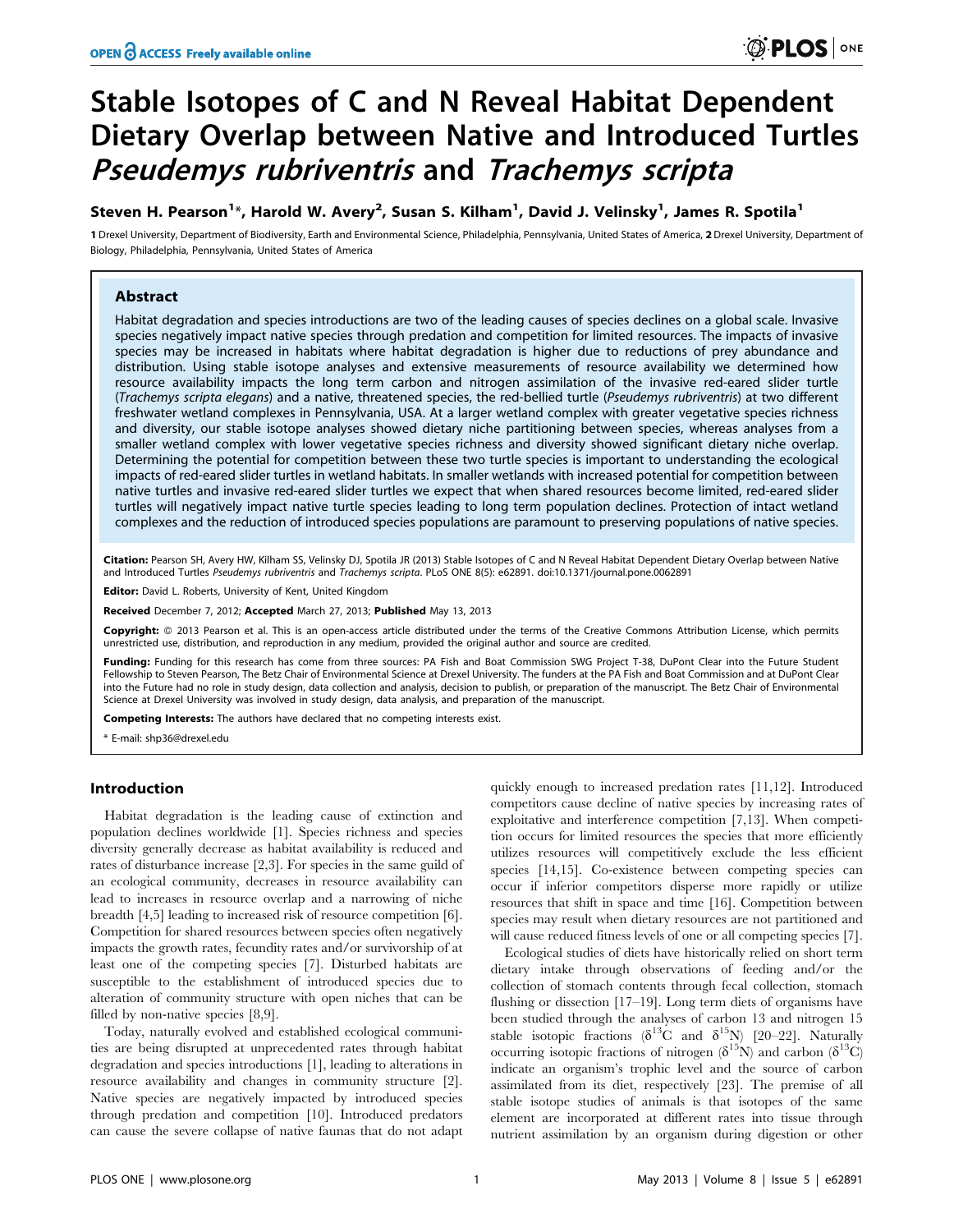# Stable Isotopes of C and N Reveal Habitat Dependent Dietary Overlap between Native and Introduced Turtles *Pseudemys rubriventris* and *Trachemys scripta*

**Steven H. Pearson[1]*, Harold W. Avery[2], Susan S. Kilham[1], David J. Velinsky[1], James R. Spotila[1]**

[1] Drexel University, Department of Biodiversity, Earth and Environmental Science, Philadelphia, Pennsylvania, United States of America, [2] Drexel University, Department of Biology, Philadelphia, Pennsylvania, United States of America

## Abstract

Habitat degradation and species introductions are two of the leading causes of species declines on a global scale. Invasive species negatively impact native species through predation and competition for limited resources. The impacts of invasive species may be increased in habitats where habitat degradation is higher due to reductions of prey abundance and distribution. Using stable isotope analyses and extensive measurements of resource availability we determined how resource availability impacts the long term carbon and nitrogen assimilation of the invasive red-eared slider turtle (*Trachemys scripta elegans*) and a native, threatened species, the red-bellied turtle (*Pseudemys rubriventris*) at two different freshwater wetland complexes in Pennsylvania, USA. At a larger wetland complex with greater vegetative species richness and diversity, our stable isotope analyses showed dietary niche partitioning between species, whereas analyses from a smaller wetland complex with lower vegetative species richness and diversity showed significant dietary niche overlap. Determining the potential for competition between these two turtle species is important to understanding the ecological impacts of red-eared slider turtles in wetland habitats. In smaller wetlands with increased potential for competition between native turtles and invasive red-eared slider turtles we expect that when shared resources become limited, red-eared slider turtles will negatively impact native turtle species leading to long term population declines. Protection of intact wetland complexes and the reduction of introduced species populations are paramount to preserving populations of native species.

**Citation:** Pearson SH, Avery HW, Kilham SS, Velinsky DJ, Spotila JR (2013) Stable Isotopes of C and N Reveal Habitat Dependent Dietary Overlap between Native and Introduced Turtles *Pseudemys rubriventris* and *Trachemys scripta*. PLoS ONE 8(5): e62891. doi:10.1371/journal.pone.0062891

**Editor:** David L. Roberts, University of Kent, United Kingdom

**Received** December 7, 2012; **Accepted** March 27, 2013; **Published** May 13, 2013

**Copyright:** © 2013 Pearson et al. This is an open-access article distributed under the terms of the Creative Commons Attribution License, which permits unrestricted use, distribution, and reproduction in any medium, provided the original author and source are credited.

**Funding:** Funding for this research has come from three sources: PA Fish and Boat Commission SWG Project T-38, DuPont Clear into the Future Student Fellowship to Steven Pearson, The Betz Chair of Environmental Science at Drexel University. The funders at the PA Fish and Boat Commission and at DuPont Clear into the Future had no role in study design, data collection and analysis, decision to publish, or preparation of the manuscript. The Betz Chair of Environmental Science at Drexel University was involved in study design, data analysis, and preparation of the manuscript.

**Competing Interests:** The authors have declared that no competing interests exist.

* E-mail: shp36@drexel.edu

## Introduction

Habitat degradation is the leading cause of extinction and population declines worldwide [1]. Species richness and species diversity generally decrease as habitat availability is reduced and rates of disturbance increase [2,3]. For species in the same guild of an ecological community, decreases in resource availability can lead to increases in resource overlap and a narrowing of niche breadth [4,5] leading to increased risk of resource competition [6]. Competition for shared resources between species often negatively impacts the growth rates, fecundity rates and/or survivorship of at least one of the competing species [7]. Disturbed habitats are susceptible to the establishment of introduced species due to alteration of community structure with open niches that can be filled by non-native species [8,9].

Today, naturally evolved and established ecological communities are being disrupted at unprecedented rates through habitat degradation and species introductions [1], leading to alterations in resource availability and changes in community structure [2]. Native species are negatively impacted by introduced species through predation and competition [10]. Introduced predators can cause the severe collapse of native faunas that do not adapt quickly enough to increased predation rates [11,12]. Introduced competitors cause decline of native species by increasing rates of exploitative and interference competition [7,13]. When competition occurs for limited resources the species that more efficiently utilizes resources will competitively exclude the less efficient species [14,15]. Co-existence between competing species can occur if inferior competitors disperse more rapidly or utilize resources that shift in space and time [16]. Competition between species may result when dietary resources are not partitioned and will cause reduced fitness levels of one or all competing species [7].

Ecological studies of diets have historically relied on short term dietary intake through observations of feeding and/or the collection of stomach contents through fecal collection, stomach flushing or dissection [17–19]. Long term diets of organisms have been studied through the analyses of carbon 13 and nitrogen 15 stable isotopic fractions ($\delta^{13}$C and $\delta^{15}$N) [20–22]. Naturally occurring isotopic fractions of nitrogen ($\delta^{15}$N) and carbon ($\delta^{13}$C) indicate an organism's trophic level and the source of carbon assimilated from its diet, respectively [23]. The premise of all stable isotope studies of animals is that isotopes of the same element are incorporated at different rates into tissue through nutrient assimilation by an organism during digestion or other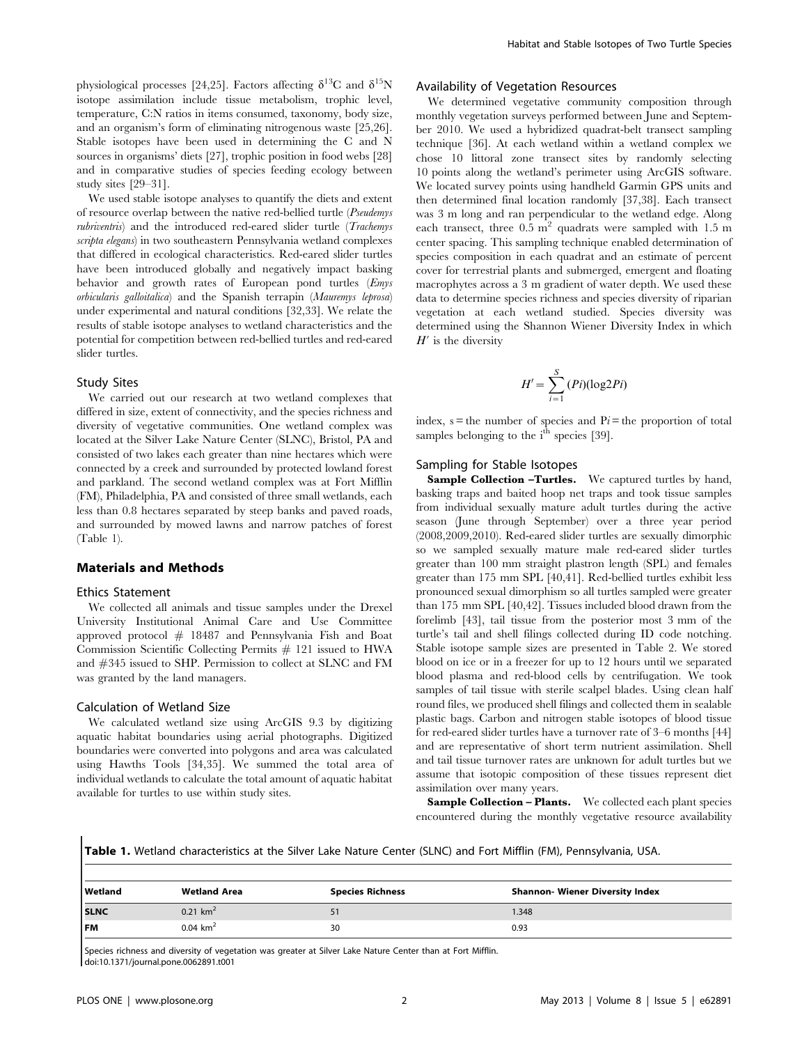physiological processes [24,25]. Factors affecting $\delta^{13}C$ and $\delta^{15}N$ isotope assimilation include tissue metabolism, trophic level, temperature, C:N ratios in items consumed, taxonomy, body size, and an organism's form of eliminating nitrogenous waste [25,26]. Stable isotopes have been used in determining the C and N sources in organisms' diets [27], trophic position in food webs [28] and in comparative studies of species feeding ecology between study sites [29–31].

We used stable isotope analyses to quantify the diets and extent of resource overlap between the native red-bellied turtle (*Pseudemys rubriventris*) and the introduced red-eared slider turtle (*Trachemys scripta elegans*) in two southeastern Pennsylvania wetland complexes that differed in ecological characteristics. Red-eared slider turtles have been introduced globally and negatively impact basking behavior and growth rates of European pond turtles (*Emys orbicularis galloitalica*) and the Spanish terrapin (*Mauremys leprosa*) under experimental and natural conditions [32,33]. We relate the results of stable isotope analyses to wetland characteristics and the potential for competition between red-bellied turtles and red-eared slider turtles.

## Study Sites

We carried out our research at two wetland complexes that differed in size, extent of connectivity, and the species richness and diversity of vegetative communities. One wetland complex was located at the Silver Lake Nature Center (SLNC), Bristol, PA and consisted of two lakes each greater than nine hectares which were connected by a creek and surrounded by protected lowland forest and parkland. The second wetland complex was at Fort Mifflin (FM), Philadelphia, PA and consisted of three small wetlands, each less than 0.8 hectares separated by steep banks and paved roads, and surrounded by mowed lawns and narrow patches of forest (Table 1).

# Materials and Methods

## Ethics Statement

We collected all animals and tissue samples under the Drexel University Institutional Animal Care and Use Committee approved protocol # 18487 and Pennsylvania Fish and Boat Commission Scientific Collecting Permits # 121 issued to HWA and #345 issued to SHP. Permission to collect at SLNC and FM was granted by the land managers.

## Calculation of Wetland Size

We calculated wetland size using ArcGIS 9.3 by digitizing aquatic habitat boundaries using aerial photographs. Digitized boundaries were converted into polygons and area was calculated using Hawths Tools [34,35]. We summed the total area of individual wetlands to calculate the total amount of aquatic habitat available for turtles to use within study sites.

## Availability of Vegetation Resources

We determined vegetative community composition through monthly vegetation surveys performed between June and September 2010. We used a hybridized quadrat-belt transect sampling technique [36]. At each wetland within a wetland complex we chose 10 littoral zone transect sites by randomly selecting 10 points along the wetland's perimeter using ArcGIS software. We located survey points using handheld Garmin GPS units and then determined final location randomly [37,38]. Each transect was 3 m long and ran perpendicular to the wetland edge. Along each transect, three 0.5 $m^2$ quadrats were sampled with 1.5 m center spacing. This sampling technique enabled determination of species composition in each quadrat and an estimate of percent cover for terrestrial plants and submerged, emergent and floating macrophytes across a 3 m gradient of water depth. We used these data to determine species richness and species diversity of riparian vegetation at each wetland studied. Species diversity was determined using the Shannon Wiener Diversity Index in which $H'$ is the diversity

$$H' = \sum_{i=1}^{S} (Pi)(\log 2Pi)$$

index, s = the number of species and $Pi$ = the proportion of total samples belonging to the $i^{th}$ species [39].

## Sampling for Stable Isotopes

**Sample Collection –Turtles.** We captured turtles by hand, basking traps and baited hoop net traps and took tissue samples from individual sexually mature adult turtles during the active season (June through September) over a three year period (2008,2009,2010). Red-eared slider turtles are sexually dimorphic so we sampled sexually mature male red-eared slider turtles greater than 100 mm straight plastron length (SPL) and females greater than 175 mm SPL [40,41]. Red-bellied turtles exhibit less pronounced sexual dimorphism so all turtles sampled were greater than 175 mm SPL [40,42]. Tissues included blood drawn from the forelimb [43], tail tissue from the posterior most 3 mm of the turtle's tail and shell filings collected during ID code notching. Stable isotope sample sizes are presented in Table 2. We stored blood on ice or in a freezer for up to 12 hours until we separated blood plasma and red-blood cells by centrifugation. We took samples of tail tissue with sterile scalpel blades. Using clean half round files, we produced shell filings and collected them in sealable plastic bags. Carbon and nitrogen stable isotopes of blood tissue for red-eared slider turtles have a turnover rate of 3–6 months [44] and are representative of short term nutrient assimilation. Shell and tail tissue turnover rates are unknown for adult turtles but we assume that isotopic composition of these tissues represent diet assimilation over many years.

**Sample Collection – Plants.** We collected each plant species encountered during the monthly vegetative resource availability

**Table 1.** Wetland characteristics at the Silver Lake Nature Center (SLNC) and Fort Mifflin (FM), Pennsylvania, USA.

| Wetland | Wetland Area | Species Richness | Shannon- Wiener Diversity Index |
|---|---|---|---|
| SLNC | 0.21 $km^2$ | 51 | 1.348 |
| FM | 0.04 $km^2$ | 30 | 0.93 |

Species richness and diversity of vegetation was greater at Silver Lake Nature Center than at Fort Mifflin.
doi:10.1371/journal.pone.0062891.t001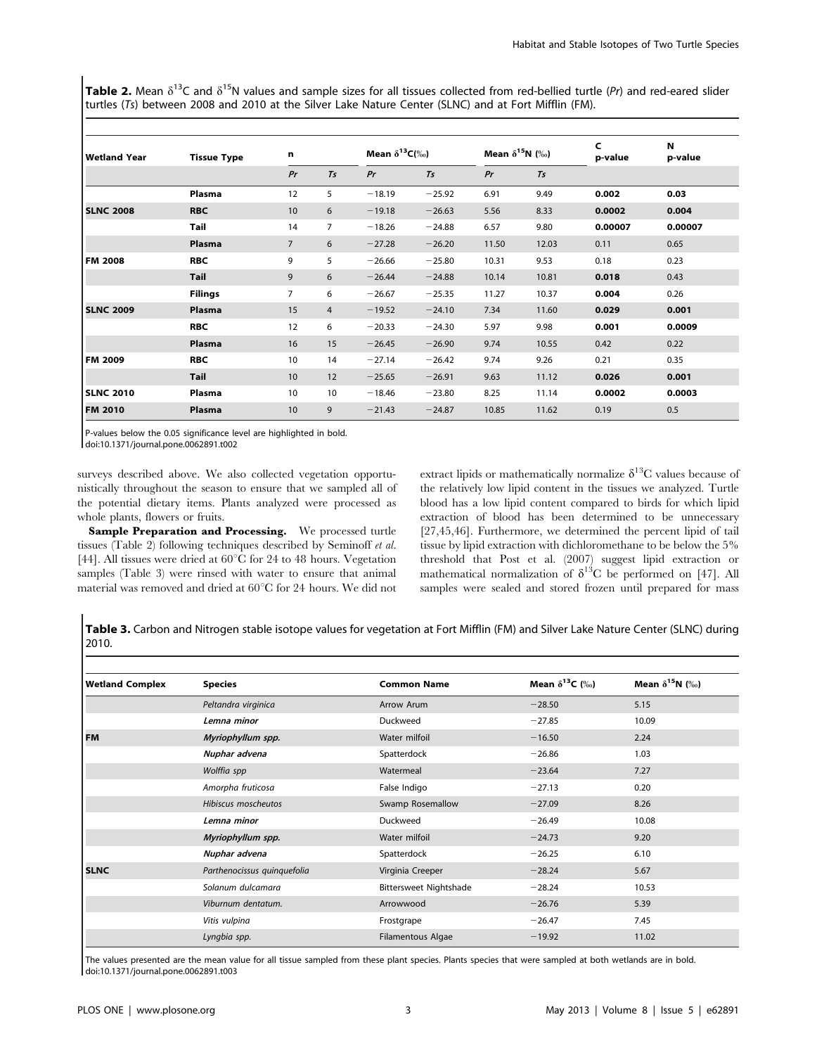**Table 2.** Mean $\delta^{13}C$ and $\delta^{15}N$ values and sample sizes for all tissues collected from red-bellied turtle (*Pr*) and red-eared slider turtles (*Ts*) between 2008 and 2010 at the Silver Lake Nature Center (SLNC) and at Fort Mifflin (FM).

| Wetland Year | Tissue Type | n | | Mean $\delta^{13}C$(‰) | | Mean $\delta^{15}N$ (‰) | | C p-value | N p-value |
|---|---|---|---|---|---|---|---|---|---|
| | | *Pr* | *Ts* | *Pr* | *Ts* | *Pr* | *Ts* | | |
| | **Plasma** | 12 | 5 | −18.19 | −25.92 | 6.91 | 9.49 | **0.002** | **0.03** |
| **SLNC 2008** | **RBC** | 10 | 6 | −19.18 | −26.63 | 5.56 | 8.33 | **0.0002** | **0.004** |
| | **Tail** | 14 | 7 | −18.26 | −24.88 | 6.57 | 9.80 | **0.00007** | **0.00007** |
| | **Plasma** | 7 | 6 | −27.28 | −26.20 | 11.50 | 12.03 | 0.11 | 0.65 |
| **FM 2008** | **RBC** | 9 | 5 | −26.66 | −25.80 | 10.31 | 9.53 | 0.18 | 0.23 |
| | **Tail** | 9 | 6 | −26.44 | −24.88 | 10.14 | 10.81 | **0.018** | 0.43 |
| | **Filings** | 7 | 6 | −26.67 | −25.35 | 11.27 | 10.37 | **0.004** | 0.26 |
| **SLNC 2009** | **Plasma** | 15 | 4 | −19.52 | −24.10 | 7.34 | 11.60 | **0.029** | **0.001** |
| | **RBC** | 12 | 6 | −20.33 | −24.30 | 5.97 | 9.98 | **0.001** | **0.0009** |
| | **Plasma** | 16 | 15 | −26.45 | −26.90 | 9.74 | 10.55 | 0.42 | 0.22 |
| **FM 2009** | **RBC** | 10 | 14 | −27.14 | −26.42 | 9.74 | 9.26 | 0.21 | 0.35 |
| | **Tail** | 10 | 12 | −25.65 | −26.91 | 9.63 | 11.12 | **0.026** | **0.001** |
| **SLNC 2010** | **Plasma** | 10 | 10 | −18.46 | −23.80 | 8.25 | 11.14 | **0.0002** | **0.0003** |
| **FM 2010** | **Plasma** | 10 | 9 | −21.43 | −24.87 | 10.85 | 11.62 | 0.19 | 0.5 |

P-values below the 0.05 significance level are highlighted in bold.
doi:10.1371/journal.pone.0062891.t002

surveys described above. We also collected vegetation opportunistically throughout the season to ensure that we sampled all of the potential dietary items. Plants analyzed were processed as whole plants, flowers or fruits.

**Sample Preparation and Processing.** We processed turtle tissues (Table 2) following techniques described by Seminoff *et al.* [44]. All tissues were dried at 60°C for 24 to 48 hours. Vegetation samples (Table 3) were rinsed with water to ensure that animal material was removed and dried at 60°C for 24 hours. We did not extract lipids or mathematically normalize $\delta^{13}C$ values because of the relatively low lipid content in the tissues we analyzed. Turtle blood has a low lipid content compared to birds for which lipid extraction of blood has been determined to be unnecessary [27,45,46]. Furthermore, we determined the percent lipid of tail tissue by lipid extraction with dichloromethane to be below the 5% threshold that Post et al. (2007) suggest lipid extraction or mathematical normalization of $\delta^{13}C$ be performed on [47]. All samples were sealed and stored frozen until prepared for mass

**Table 3.** Carbon and Nitrogen stable isotope values for vegetation at Fort Mifflin (FM) and Silver Lake Nature Center (SLNC) during 2010.

| Wetland Complex | Species | Common Name | Mean $\delta^{13}C$ (‰) | Mean $\delta^{15}N$ (‰) |
|---|---|---|---|---|
| | *Peltandra virginica* | Arrow Arum | −28.50 | 5.15 |
| | ***Lemna minor*** | Duckweed | −27.85 | 10.09 |
| **FM** | ***Myriophyllum spp.*** | Water milfoil | −16.50 | 2.24 |
| | ***Nuphar advena*** | Spatterdock | −26.86 | 1.03 |
| | *Wolffia spp* | Watermeal | −23.64 | 7.27 |
| | *Amorpha fruticosa* | False Indigo | −27.13 | 0.20 |
| | *Hibiscus moscheutos* | Swamp Rosemallow | −27.09 | 8.26 |
| | ***Lemna minor*** | Duckweed | −26.49 | 10.08 |
| | ***Myriophyllum spp.*** | Water milfoil | −24.73 | 9.20 |
| | ***Nuphar advena*** | Spatterdock | −26.25 | 6.10 |
| **SLNC** | *Parthenocissus quinquefolia* | Virginia Creeper | −28.24 | 5.67 |
| | *Solanum dulcamara* | Bittersweet Nightshade | −28.24 | 10.53 |
| | *Viburnum dentatum.* | Arrowwood | −26.76 | 5.39 |
| | *Vitis vulpina* | Frostgrape | −26.47 | 7.45 |
| | *Lyngbia spp.* | Filamentous Algae | −19.92 | 11.02 |

The values presented are the mean value for all tissue sampled from these plant species. Plants species that were sampled at both wetlands are in bold.
doi:10.1371/journal.pone.0062891.t003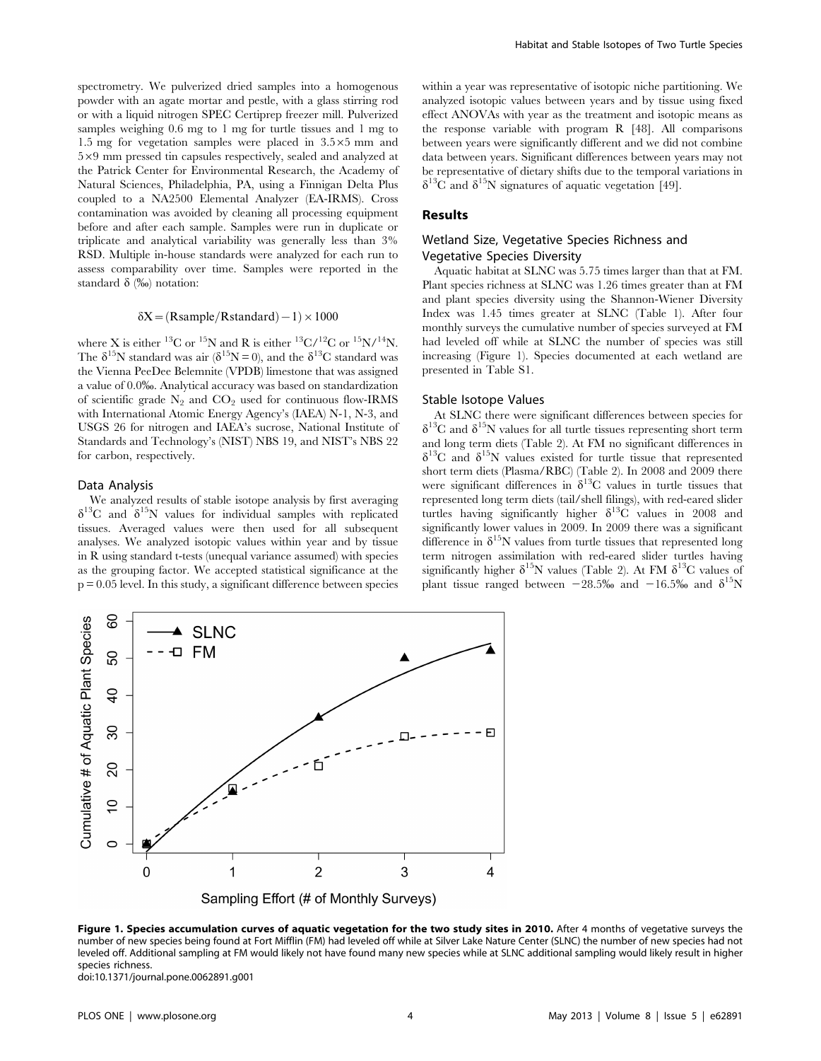spectrometry. We pulverized dried samples into a homogenous powder with an agate mortar and pestle, with a glass stirring rod or with a liquid nitrogen SPEC Certiprep freezer mill. Pulverized samples weighing 0.6 mg to 1 mg for turtle tissues and 1 mg to 1.5 mg for vegetation samples were placed in 3.5×5 mm and 5×9 mm pressed tin capsules respectively, sealed and analyzed at the Patrick Center for Environmental Research, the Academy of Natural Sciences, Philadelphia, PA, using a Finnigan Delta Plus coupled to a NA2500 Elemental Analyzer (EA-IRMS). Cross contamination was avoided by cleaning all processing equipment before and after each sample. Samples were run in duplicate or triplicate and analytical variability was generally less than 3% RSD. Multiple in-house standards were analyzed for each run to assess comparability over time. Samples were reported in the standard δ (‰) notation:

$$\delta X = (Rsample/Rstandard) - 1) \times 1000$$

where X is either $^{13}C$ or $^{15}N$ and R is either $^{13}C/^{12}C$ or $^{15}N/^{14}N$. The $\delta^{15}N$ standard was air ($\delta^{15}N = 0$), and the $\delta^{13}C$ standard was the Vienna PeeDee Belemnite (VPDB) limestone that was assigned a value of 0.0‰. Analytical accuracy was based on standardization of scientific grade $N_2$ and $CO_2$ used for continuous flow-IRMS with International Atomic Energy Agency's (IAEA) N-1, N-3, and USGS 26 for nitrogen and IAEA's sucrose, National Institute of Standards and Technology's (NIST) NBS 19, and NIST's NBS 22 for carbon, respectively.

### Data Analysis

We analyzed results of stable isotope analysis by first averaging $\delta^{13}C$ and $\delta^{15}N$ values for individual samples with replicated tissues. Averaged values were then used for all subsequent analyses. We analyzed isotopic values within year and by tissue in R using standard t-tests (unequal variance assumed) with species as the grouping factor. We accepted statistical significance at the $p = 0.05$ level. In this study, a significant difference between species within a year was representative of isotopic niche partitioning. We analyzed isotopic values between years and by tissue using fixed effect ANOVAs with year as the treatment and isotopic means as the response variable with program R [48]. All comparisons between years were significantly different and we did not combine data between years. Significant differences between years may not be representative of dietary shifts due to the temporal variations in $\delta^{13}C$ and $\delta^{15}N$ signatures of aquatic vegetation [49].

## Results

### Wetland Size, Vegetative Species Richness and Vegetative Species Diversity

Aquatic habitat at SLNC was 5.75 times larger than that at FM. Plant species richness at SLNC was 1.26 times greater than at FM and plant species diversity using the Shannon-Wiener Diversity Index was 1.45 times greater at SLNC (Table 1). After four monthly surveys the cumulative number of species surveyed at FM had leveled off while at SLNC the number of species was still increasing (Figure 1). Species documented at each wetland are presented in Table S1.

### Stable Isotope Values

At SLNC there were significant differences between species for $\delta^{13}C$ and $\delta^{15}N$ values for all turtle tissues representing short term and long term diets (Table 2). At FM no significant differences in $\delta^{13}C$ and $\delta^{15}N$ values existed for turtle tissue that represented short term diets (Plasma/RBC) (Table 2). In 2008 and 2009 there were significant differences in $\delta^{13}C$ values in turtle tissues that represented long term diets (tail/shell filings), with red-eared slider turtles having significantly higher $\delta^{13}C$ values in 2008 and significantly lower values in 2009. In 2009 there was a significant difference in $\delta^{15}N$ values from turtle tissues that represented long term nitrogen assimilation with red-eared slider turtles having significantly higher $\delta^{15}N$ values (Table 2). At FM $\delta^{13}C$ values of plant tissue ranged between −28.5‰ and −16.5‰ and $\delta^{15}N$

**Figure 1. Species accumulation curves of aquatic vegetation for the two study sites in 2010.** After 4 months of vegetative surveys the number of new species being found at Fort Mifflin (FM) had leveled off while at Silver Lake Nature Center (SLNC) the number of new species had not leveled off. Additional sampling at FM would likely not have found many new species while at SLNC additional sampling would likely result in higher species richness.
doi:10.1371/journal.pone.0062891.g001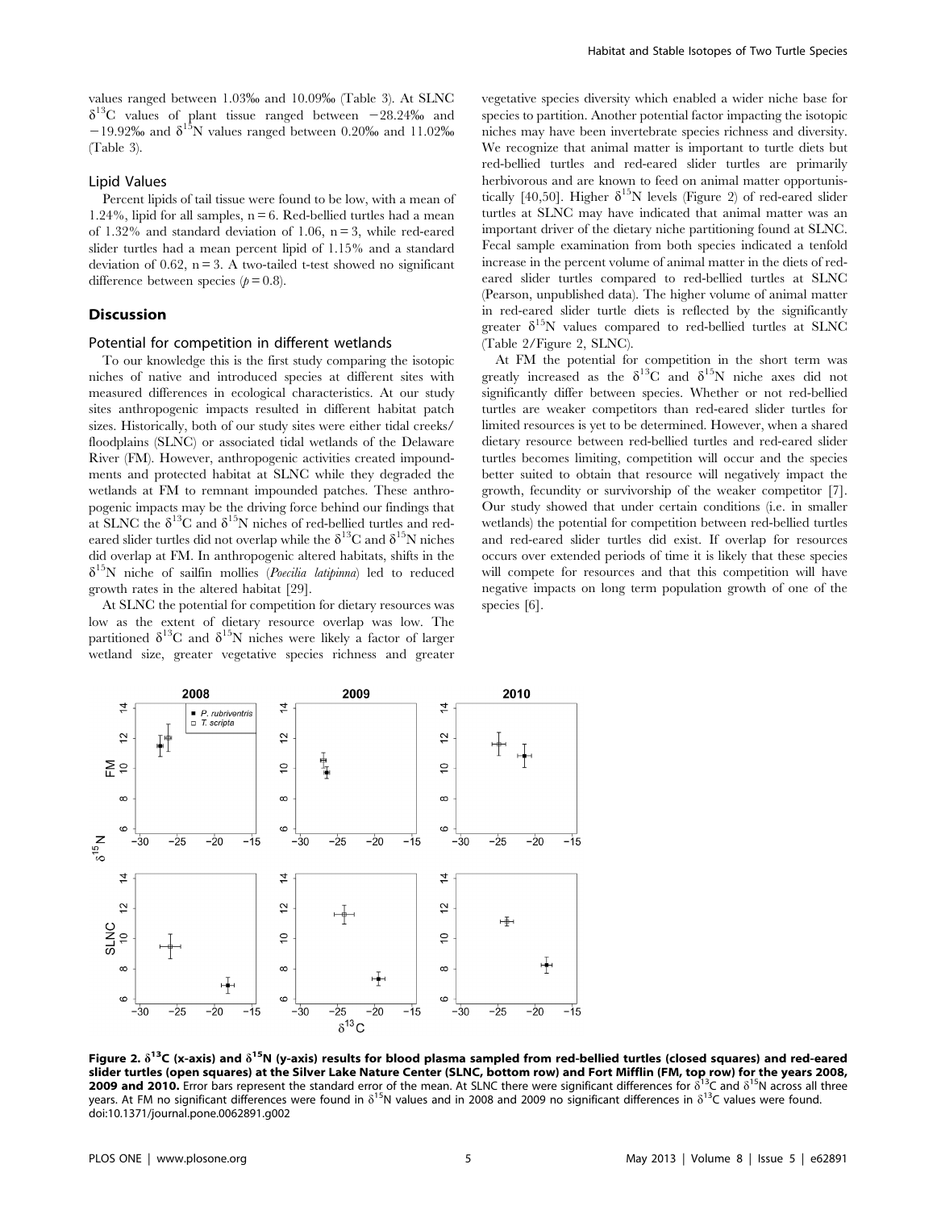values ranged between 1.03‰ and 10.09‰ (Table 3). At SLNC $\delta^{13}$C values of plant tissue ranged between −28.24‰ and −19.92‰ and $\delta^{15}$N values ranged between 0.20‰ and 11.02‰ (Table 3).

### Lipid Values

Percent lipids of tail tissue were found to be low, with a mean of 1.24%, lipid for all samples, n = 6. Red-bellied turtles had a mean of 1.32% and standard deviation of 1.06, n = 3, while red-eared slider turtles had a mean percent lipid of 1.15% and a standard deviation of 0.62, n = 3. A two-tailed t-test showed no significant difference between species ($p = 0.8$).

## Discussion

### Potential for competition in different wetlands

To our knowledge this is the first study comparing the isotopic niches of native and introduced species at different sites with measured differences in ecological characteristics. At our study sites anthropogenic impacts resulted in different habitat patch sizes. Historically, both of our study sites were either tidal creeks/floodplains (SLNC) or associated tidal wetlands of the Delaware River (FM). However, anthropogenic activities created impoundments and protected habitat at SLNC while they degraded the wetlands at FM to remnant impounded patches. These anthropogenic impacts may be the driving force behind our findings that at SLNC the $\delta^{13}$C and $\delta^{15}$N niches of red-bellied turtles and red-eared slider turtles did not overlap while the $\delta^{13}$C and $\delta^{15}$N niches did overlap at FM. In anthropogenic altered habitats, shifts in the $\delta^{15}$N niche of sailfin mollies (*Poecilia latipinna*) led to reduced growth rates in the altered habitat [29].

At SLNC the potential for competition for dietary resources was low as the extent of dietary resource overlap was low. The partitioned $\delta^{13}$C and $\delta^{15}$N niches were likely a factor of larger wetland size, greater vegetative species richness and greater vegetative species diversity which enabled a wider niche base for species to partition. Another potential factor impacting the isotopic niches may have been invertebrate species richness and diversity. We recognize that animal matter is important to turtle diets but red-bellied turtles and red-eared slider turtles are primarily herbivorous and are known to feed on animal matter opportunistically [40,50]. Higher $\delta^{15}$N levels (Figure 2) of red-eared slider turtles at SLNC may have indicated that animal matter was an important driver of the dietary niche partitioning found at SLNC. Fecal sample examination from both species indicated a tenfold increase in the percent volume of animal matter in the diets of red-eared slider turtles compared to red-bellied turtles at SLNC (Pearson, unpublished data). The higher volume of animal matter in red-eared slider turtle diets is reflected by the significantly greater $\delta^{15}$N values compared to red-bellied turtles at SLNC (Table 2/Figure 2, SLNC).

At FM the potential for competition in the short term was greatly increased as the $\delta^{13}$C and $\delta^{15}$N niche axes did not significantly differ between species. Whether or not red-bellied turtles are weaker competitors than red-eared slider turtles for limited resources is yet to be determined. However, when a shared dietary resource between red-bellied turtles and red-eared slider turtles becomes limiting, competition will occur and the species better suited to obtain that resource will negatively impact the growth, fecundity or survivorship of the weaker competitor [7]. Our study showed that under certain conditions (i.e. in smaller wetlands) the potential for competition between red-bellied turtles and red-eared slider turtles did exist. If overlap for resources occurs over extended periods of time it is likely that these species will compete for resources and that this competition will have negative impacts on long term population growth of one of the species [6].

**Figure 2. $\delta^{13}$C (x-axis) and $\delta^{15}$N (y-axis) results for blood plasma sampled from red-bellied turtles (closed squares) and red-eared slider turtles (open squares) at the Silver Lake Nature Center (SLNC, bottom row) and Fort Mifflin (FM, top row) for the years 2008, 2009 and 2010.** Error bars represent the standard error of the mean. At SLNC there were significant differences for $\delta^{13}$C and $\delta^{15}$N across all three years. At FM no significant differences were found in $\delta^{15}$N values and in 2008 and 2009 no significant differences in $\delta^{13}$C values were found.
doi:10.1371/journal.pone.0062891.g002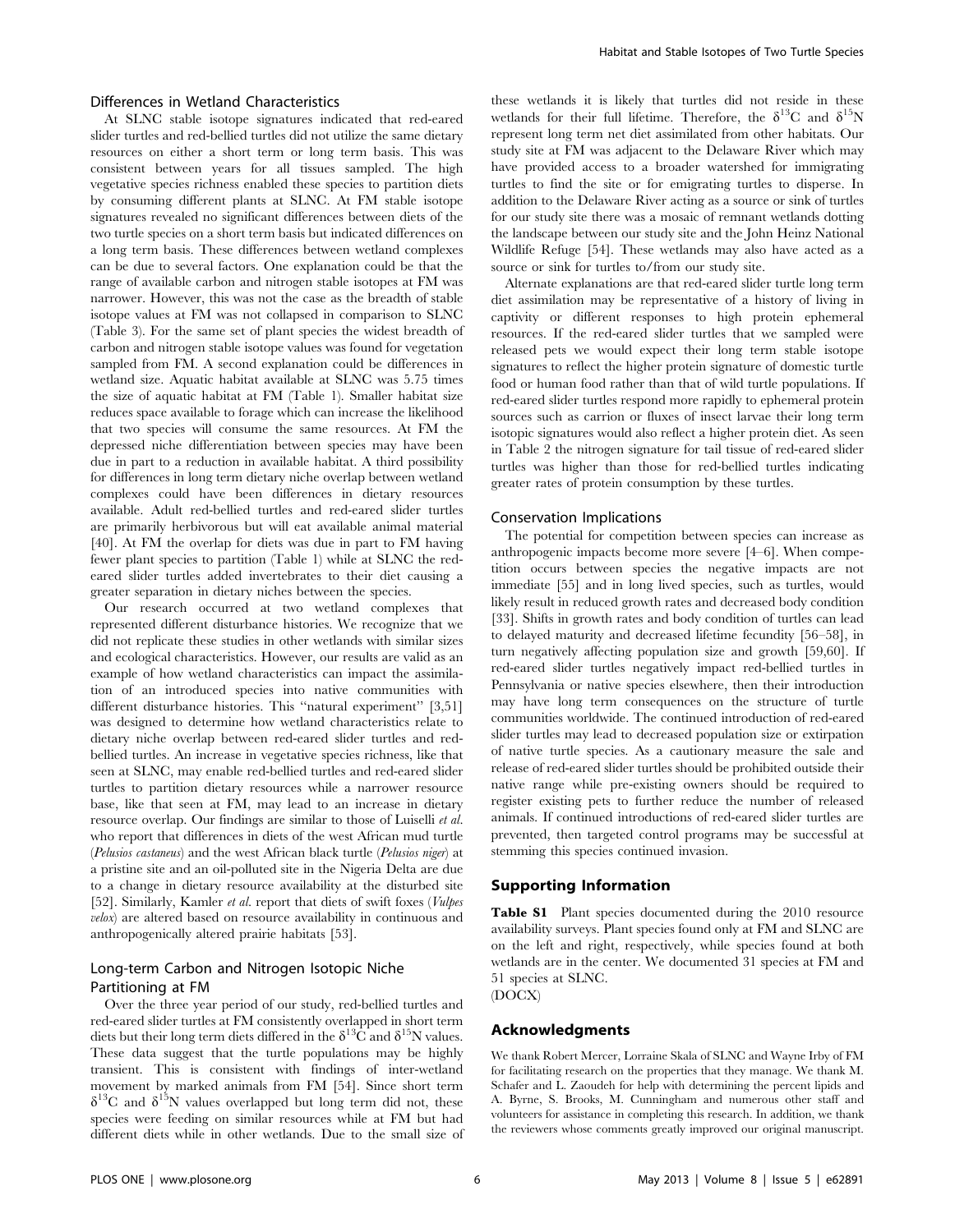### Differences in Wetland Characteristics

At SLNC stable isotope signatures indicated that red-eared slider turtles and red-bellied turtles did not utilize the same dietary resources on either a short term or long term basis. This was consistent between years for all tissues sampled. The high vegetative species richness enabled these species to partition diets by consuming different plants at SLNC. At FM stable isotope signatures revealed no significant differences between diets of the two turtle species on a short term basis but indicated differences on a long term basis. These differences between wetland complexes can be due to several factors. One explanation could be that the range of available carbon and nitrogen stable isotopes at FM was narrower. However, this was not the case as the breadth of stable isotope values at FM was not collapsed in comparison to SLNC (Table 3). For the same set of plant species the widest breadth of carbon and nitrogen stable isotope values was found for vegetation sampled from FM. A second explanation could be differences in wetland size. Aquatic habitat available at SLNC was 5.75 times the size of aquatic habitat at FM (Table 1). Smaller habitat size reduces space available to forage which can increase the likelihood that two species will consume the same resources. At FM the depressed niche differentiation between species may have been due in part to a reduction in available habitat. A third possibility for differences in long term dietary niche overlap between wetland complexes could have been differences in dietary resources available. Adult red-bellied turtles and red-eared slider turtles are primarily herbivorous but will eat available animal material [40]. At FM the overlap for diets was due in part to FM having fewer plant species to partition (Table 1) while at SLNC the red-eared slider turtles added invertebrates to their diet causing a greater separation in dietary niches between the species.

Our research occurred at two wetland complexes that represented different disturbance histories. We recognize that we did not replicate these studies in other wetlands with similar sizes and ecological characteristics. However, our results are valid as an example of how wetland characteristics can impact the assimilation of an introduced species into native communities with different disturbance histories. This "natural experiment" [3,51] was designed to determine how wetland characteristics relate to dietary niche overlap between red-eared slider turtles and red-bellied turtles. An increase in vegetative species richness, like that seen at SLNC, may enable red-bellied turtles and red-eared slider turtles to partition dietary resources while a narrower resource base, like that seen at FM, may lead to an increase in dietary resource overlap. Our findings are similar to those of Luiselli *et al.* who report that differences in diets of the west African mud turtle (*Pelusios castaneus*) and the west African black turtle (*Pelusios niger*) at a pristine site and an oil-polluted site in the Nigeria Delta are due to a change in dietary resource availability at the disturbed site [52]. Similarly, Kamler *et al.* report that diets of swift foxes (*Vulpes velox*) are altered based on resource availability in continuous and anthropogenically altered prairie habitats [53].

### Long-term Carbon and Nitrogen Isotopic Niche Partitioning at FM

Over the three year period of our study, red-bellied turtles and red-eared slider turtles at FM consistently overlapped in short term diets but their long term diets differed in the $\delta^{13}C$ and $\delta^{15}N$ values. These data suggest that the turtle populations may be highly transient. This is consistent with findings of inter-wetland movement by marked animals from FM [54]. Since short term $\delta^{13}C$ and $\delta^{15}N$ values overlapped but long term did not, these species were feeding on similar resources while at FM but had different diets while in other wetlands. Due to the small size of these wetlands it is likely that turtles did not reside in these wetlands for their full lifetime. Therefore, the $\delta^{13}C$ and $\delta^{15}N$ represent long term net diet assimilated from other habitats. Our study site at FM was adjacent to the Delaware River which may have provided access to a broader watershed for immigrating turtles to find the site or for emigrating turtles to disperse. In addition to the Delaware River acting as a source or sink of turtles for our study site there was a mosaic of remnant wetlands dotting the landscape between our study site and the John Heinz National Wildlife Refuge [54]. These wetlands may also have acted as a source or sink for turtles to/from our study site.

Alternate explanations are that red-eared slider turtle long term diet assimilation may be representative of a history of living in captivity or different responses to high protein ephemeral resources. If the red-eared slider turtles that we sampled were released pets we would expect their long term stable isotope signatures to reflect the higher protein signature of domestic turtle food or human food rather than that of wild turtle populations. If red-eared slider turtles respond more rapidly to ephemeral protein sources such as carrion or fluxes of insect larvae their long term isotopic signatures would also reflect a higher protein diet. As seen in Table 2 the nitrogen signature for tail tissue of red-eared slider turtles was higher than those for red-bellied turtles indicating greater rates of protein consumption by these turtles.

### Conservation Implications

The potential for competition between species can increase as anthropogenic impacts become more severe [4–6]. When competition occurs between species the negative impacts are not immediate [55] and in long lived species, such as turtles, would likely result in reduced growth rates and decreased body condition [33]. Shifts in growth rates and body condition of turtles can lead to delayed maturity and decreased lifetime fecundity [56–58], in turn negatively affecting population size and growth [59,60]. If red-eared slider turtles negatively impact red-bellied turtles in Pennsylvania or native species elsewhere, then their introduction may have long term consequences on the structure of turtle communities worldwide. The continued introduction of red-eared slider turtles may lead to decreased population size or extirpation of native turtle species. As a cautionary measure the sale and release of red-eared slider turtles should be prohibited outside their native range while pre-existing owners should be required to register existing pets to further reduce the number of released animals. If continued introductions of red-eared slider turtles are prevented, then targeted control programs may be successful at stemming this species continued invasion.

## Supporting Information

**Table S1** Plant species documented during the 2010 resource availability surveys. Plant species found only at FM and SLNC are on the left and right, respectively, while species found at both wetlands are in the center. We documented 31 species at FM and 51 species at SLNC.
(DOCX)

## Acknowledgments

We thank Robert Mercer, Lorraine Skala of SLNC and Wayne Irby of FM for facilitating research on the properties that they manage. We thank M. Schafer and L. Zaoudeh for help with determining the percent lipids and A. Byrne, S. Brooks, M. Cunningham and numerous other staff and volunteers for assistance in completing this research. In addition, we thank the reviewers whose comments greatly improved our original manuscript.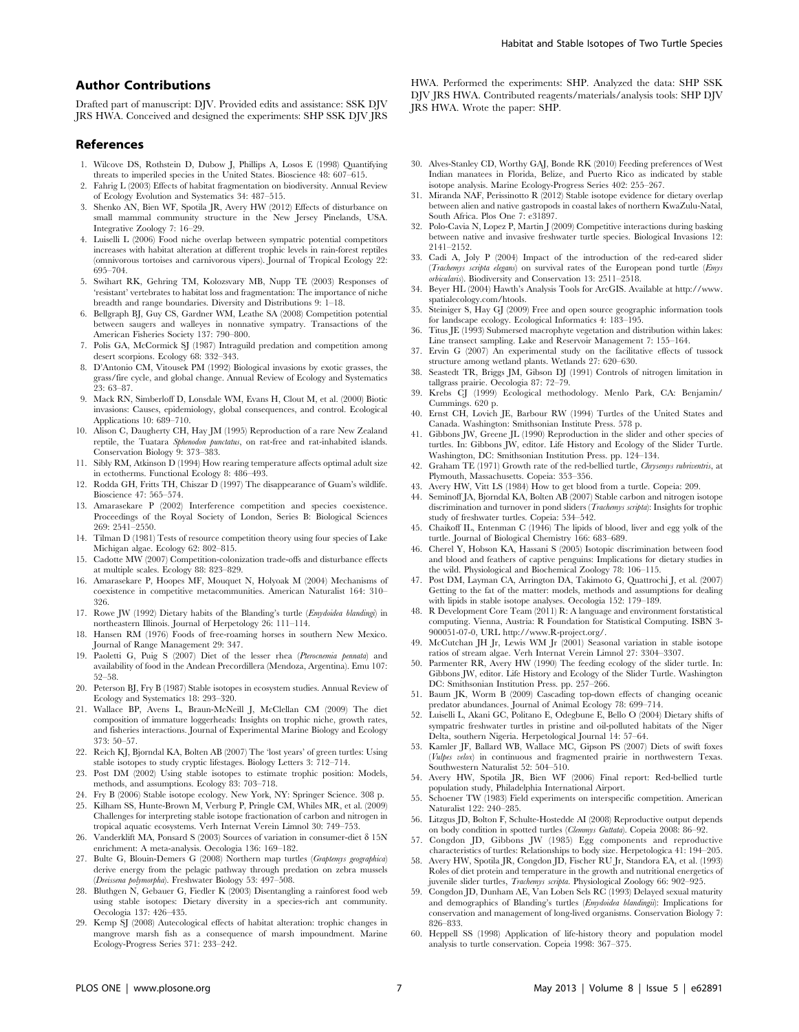## Author Contributions

Drafted part of manuscript: DJV. Provided edits and assistance: SSK DJV JRS HWA. Conceived and designed the experiments: SHP SSK DJV JRS HWA. Performed the experiments: SHP. Analyzed the data: SHP SSK DJV JRS HWA. Contributed reagents/materials/analysis tools: SHP DJV JRS HWA. Wrote the paper: SHP.

## References

1. Wilcove DS, Rothstein D, Dubow J, Phillips A, Losos E (1998) Quantifying threats to imperiled species in the United States. Bioscience 48: 607–615.
2. Fahrig L (2003) Effects of habitat fragmentation on biodiversity. Annual Review of Ecology Evolution and Systematics 34: 487–515.
3. Shenko AN, Bien WF, Spotila JR, Avery HW (2012) Effects of disturbance on small mammal community structure in the New Jersey Pinelands, USA. Integrative Zoology 7: 16–29.
4. Luiselli L (2006) Food niche overlap between sympatric potential competitors increases with habitat alteration at different trophic levels in rain-forest reptiles (omnivorous tortoises and carnivorous vipers). Journal of Tropical Ecology 22: 695–704.
5. Swihart RK, Gehring TM, Kolozsvary MB, Nupp TE (2003) Responses of 'resistant' vertebrates to habitat loss and fragmentation: The importance of niche breadth and range boundaries. Diversity and Distributions 9: 1–18.
6. Bellgraph BJ, Guy CS, Gardner WM, Leathe SA (2008) Competition potential between saugers and walleyes in nonnative sympatry. Transactions of the American Fisheries Society 137: 790–800.
7. Polis GA, McCormick SJ (1987) Intraguild predation and competition among desert scorpions. Ecology 68: 332–343.
8. D'Antonio CM, Vitousek PM (1992) Biological invasions by exotic grasses, the grass/fire cycle, and global change. Annual Review of Ecology and Systematics 23: 63–87.
9. Mack RN, Simberloff D, Lonsdale WM, Evans H, Clout M, et al. (2000) Biotic invasions: Causes, epidemiology, global consequences, and control. Ecological Applications 10: 689–710.
10. Alison C, Daugherty CH, Hay JM (1995) Reproduction of a rare New Zealand reptile, the Tuatara *Sphenodon punctatus*, on rat-free and rat-inhabited islands. Conservation Biology 9: 373–383.
11. Sibly RM, Atkinson D (1994) How rearing temperature affects optimal adult size in ectotherms. Functional Ecology 8: 486–493.
12. Rodda GH, Fritts TH, Chiszar D (1997) The disappearance of Guam's wildlife. Bioscience 47: 565–574.
13. Amarasekare P (2002) Interference competition and species coexistence. Proceedings of the Royal Society of London, Series B: Biological Sciences 269: 2541–2550.
14. Tilman D (1981) Tests of resource competition theory using four species of Lake Michigan algae. Ecology 62: 802–815.
15. Cadotte MW (2007) Competition-colonization trade-offs and disturbance effects at multiple scales. Ecology 88: 823–829.
16. Amarasekare P, Hoopes MF, Mouquet N, Holyoak M (2004) Mechanisms of coexistence in competitive metacommunities. American Naturalist 164: 310–326.
17. Rowe JW (1992) Dietary habits of the Blanding's turtle (*Emydoidea blandingi*) in northeastern Illinois. Journal of Herpetology 26: 111–114.
18. Hansen RM (1976) Foods of free-roaming horses in southern New Mexico. Journal of Range Management 29: 347.
19. Paoletti G, Puig S (2007) Diet of the lesser rhea (*Pterocnemia pennata*) and availability of food in the Andean Precordillera (Mendoza, Argentina). Emu 107: 52–58.
20. Peterson BJ, Fry B (1987) Stable isotopes in ecosystem studies. Annual Review of Ecology and Systematics 18: 293–320.
21. Wallace BP, Avens L, Braun-McNeill J, McClellan CM (2009) The diet composition of immature loggerheads: Insights on trophic niche, growth rates, and fisheries interactions. Journal of Experimental Marine Biology and Ecology 373: 50–57.
22. Reich KJ, Bjorndal KA, Bolten AB (2007) The 'lost years' of green turtles: Using stable isotopes to study cryptic lifestages. Biology Letters 3: 712–714.
23. Post DM (2002) Using stable isotopes to estimate trophic position: Models, methods, and assumptions. Ecology 83: 703–718.
24. Fry B (2006) Stable isotope ecology. New York, NY: Springer Science. 308 p.
25. Kilham SS, Hunte-Brown M, Verburg P, Pringle CM, Whiles MR, et al. (2009) Challenges for interpreting stable isotope fractionation of carbon and nitrogen in tropical aquatic ecosystems. Verh Internat Verein Limnol 30: 749–753.
26. Vanderklift MA, Ponsard S (2003) Sources of variation in consumer-diet $\delta$ 15N enrichment: A meta-analysis. Oecologia 136: 169–182.
27. Bulte G, Blouin-Demers G (2008) Northern map turtles (*Graptemys geographica*) derive energy from the pelagic pathway through predation on zebra mussels (*Dreissena polymorpha*). Freshwater Biology 53: 497–508.
28. Bluthgen N, Gebauer G, Fiedler K (2003) Disentangling a rainforest food web using stable isotopes: Dietary diversity in a species-rich ant community. Oecologia 137: 426–435.
29. Kemp SJ (2008) Autecological effects of habitat alteration: trophic changes in mangrove marsh fish as a consequence of marsh impoundment. Marine Ecology-Progress Series 371: 233–242.
30. Alves-Stanley CD, Worthy GAJ, Bonde RK (2010) Feeding preferences of West Indian manatees in Florida, Belize, and Puerto Rico as indicated by stable isotope analysis. Marine Ecology-Progress Series 402: 255–267.
31. Miranda NAF, Perissinotto R (2012) Stable isotope evidence for dietary overlap between alien and native gastropods in coastal lakes of northern KwaZulu-Natal, South Africa. Plos One 7: e31897.
32. Polo-Cavia N, Lopez P, Martin J (2009) Competitive interactions during basking between native and invasive freshwater turtle species. Biological Invasions 12: 2141–2152.
33. Cadi A, Joly P (2004) Impact of the introduction of the red-eared slider (*Trachemys scripta elegans*) on survival rates of the European pond turtle (*Emys orbicularis*). Biodiversity and Conservation 13: 2511–2518.
34. Beyer HL (2004) Hawth's Analysis Tools for ArcGIS. Available at http://www.spatialecology.com/htools.
35. Steiniger S, Hay GJ (2009) Free and open source geographic information tools for landscape ecology. Ecological Informatics 4: 183–195.
36. Titus JE (1993) Submersed macrophyte vegetation and distribution within lakes: Line transect sampling. Lake and Reservoir Management 7: 155–164.
37. Ervin G (2007) An experimental study on the facilitative effects of tussock structure among wetland plants. Wetlands 27: 620–630.
38. Seastedt TR, Briggs JM, Gibson DJ (1991) Controls of nitrogen limitation in tallgrass prairie. Oecologia 87: 72–79.
39. Krebs CJ (1999) Ecological methodology. Menlo Park, CA: Benjamin/Cummings. 620 p.
40. Ernst CH, Lovich JE, Barbour RW (1994) Turtles of the United States and Canada. Washington: Smithsonian Institute Press. 578 p.
41. Gibbons JW, Greene JL (1990) Reproduction in the slider and other species of turtles. In: Gibbons JW, editor. Life History and Ecology of the Slider Turtle. Washington, DC: Smithsonian Institution Press. pp. 124–134.
42. Graham TE (1971) Growth rate of the red-bellied turtle, *Chrysemys rubriventris*, at Plymouth, Massachusetts. Copeia: 353–356.
43. Avery HW, Vitt LS (1984) How to get blood from a turtle. Copeia: 209.
44. Seminoff JA, Bjorndal KA, Bolten AB (2007) Stable carbon and nitrogen isotope discrimination and turnover in pond sliders (*Trachemys scripta*): Insights for trophic study of freshwater turtles. Copeia: 534–542.
45. Chaikoff IL, Entenman C (1946) The lipids of blood, liver and egg yolk of the turtle. Journal of Biological Chemistry 166: 683–689.
46. Cherel Y, Hobson KA, Hassani S (2005) Isotopic discrimination between food and blood and feathers of captive penguins: Implications for dietary studies in the wild. Physiological and Biochemical Zoology 78: 106–115.
47. Post DM, Layman CA, Arrington DA, Takimoto G, Quattrochi J, et al. (2007) Getting to the fat of the matter: models, methods and assumptions for dealing with lipids in stable isotope analyses. Oecologia 152: 179–189.
48. R Development Core Team (2011) R: A language and environment forstatistical computing. Vienna, Austria: R Foundation for Statistical Computing. ISBN 3-900051-07-0, URL http://www.R-project.org/.
49. McCutchan JH Jr, Lewis WM Jr (2001) Seasonal variation in stable isotope ratios of stream algae. Verh Internat Verein Limnol 27: 3304–3307.
50. Parmenter RR, Avery HW (1990) The feeding ecology of the slider turtle. In: Gibbons JW, editor. Life History and Ecology of the Slider Turtle. Washington DC: Smithsonian Institution Press. pp. 257–266.
51. Baum JK, Worm B (2009) Cascading top-down effects of changing oceanic predator abundances. Journal of Animal Ecology 78: 699–714.
52. Luiselli L, Akani GC, Politano E, Odegbune E, Bello O (2004) Dietary shifts of sympatric freshwater turtles in pristine and oil-polluted habitats of the Niger Delta, southern Nigeria. Herpetological Journal 14: 57–64.
53. Kamler JF, Ballard WB, Wallace MC, Gipson PS (2007) Diets of swift foxes (*Vulpes velox*) in continuous and fragmented prairie in northwestern Texas. Southwestern Naturalist 52: 504–510.
54. Avery HW, Spotila JR, Bien WF (2006) Final report: Red-bellied turtle population study, Philadelphia International Airport.
55. Schoener TW (1983) Field experiments on interspecific competition. American Naturalist 122: 240–285.
56. Litzgus JD, Bolton F, Schulte-Hostedde AI (2008) Reproductive output depends on body condition in spotted turtles (*Clemmys Guttata*). Copeia 2008: 86–92.
57. Congdon JD, Gibbons JW (1985) Egg components and reproductive characteristics of turtles: Relationships to body size. Herpetologica 41: 194–205.
58. Avery HW, Spotila JR, Congdon JD, Fischer RU Jr, Standora EA, et al. (1993) Roles of diet protein and temperature in the growth and nutritional energetics of juvenile slider turtles, *Trachemys scripta*. Physiological Zoology 66: 902–925.
59. Congdon JD, Dunham AE, Van Loben Sels RC (1993) Delayed sexual maturity and demographics of Blanding's turtles (*Emydoidea blandingii*): Implications for conservation and management of long-lived organisms. Conservation Biology 7: 826–833.
60. Heppell SS (1998) Application of life-history theory and population model analysis to turtle conservation. Copeia 1998: 367–375.